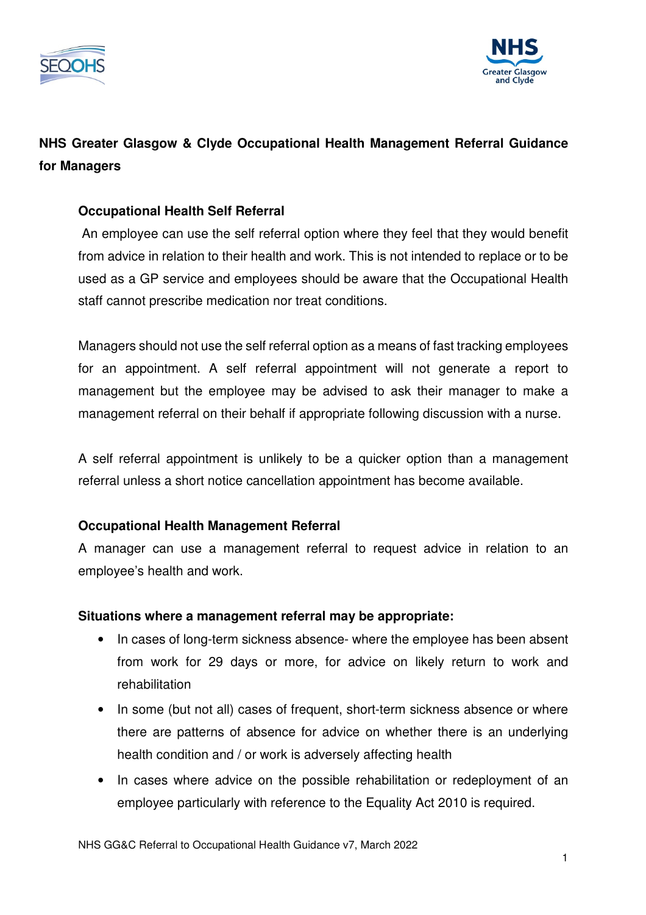# NHS Greater Glasgow & Clyde Occupational Health Management Referral Guidance for Managers

## Occupational Health Self Referral

An employee can use the self referral option where they feel that they would benefit from advice in relation to their health and work. This is not intended to replace or to be used as a GP service and employees should be aware that the Occupational Health staff cannot prescribe medication nor treat conditions.

Managers should not use the self referral option as a means of fast tracking employees for an appointment. A self referral appointment will not generate a report to management but the employee may be advised to ask their manager to make a management referral on their behalf if appropriate following discussion with a nurse.

A self referral appointment is unlikely to be a quicker option than a management referral unless a short notice cancellation appointment has become available.

## Occupational Health Management Referral

A manager can use a management referral to request advice in relation to an employee's health and work.

### Situations where a management referral may be appropriate:

- In cases of long-term sickness absence- where the employee has been absent from work for 29 days or more, for advice on likely return to work and rehabilitation
- In some (but not all) cases of frequent, short-term sickness absence or where there are patterns of absence for advice on whether there is an underlying health condition and / or work is adversely affecting health
- In cases where advice on the possible rehabilitation or redeployment of an employee particularly with reference to the Equality Act 2010 is required.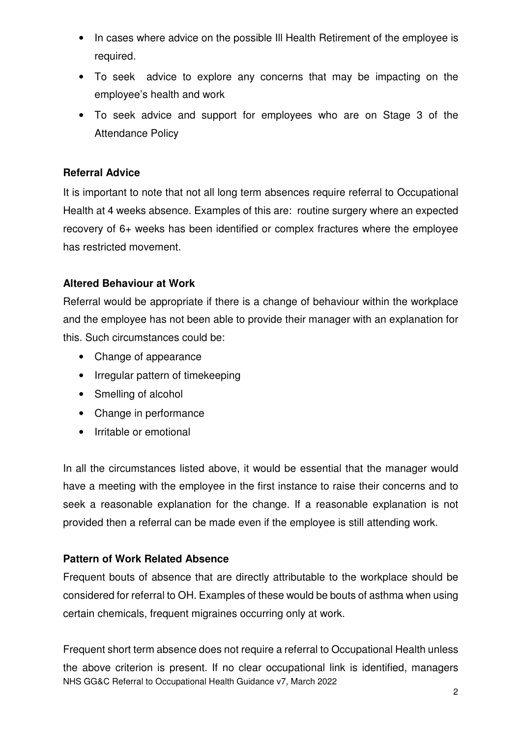- In cases where advice on the possible Ill Health Retirement of the employee is required.
- To seek advice to explore any concerns that may be impacting on the employee's health and work
- To seek advice and support for employees who are on Stage 3 of the Attendance Policy

**Referral Advice**

It is important to note that not all long term absences require referral to Occupational Health at 4 weeks absence. Examples of this are: routine surgery where an expected recovery of 6+ weeks has been identified or complex fractures where the employee has restricted movement.

**Altered Behaviour at Work**

Referral would be appropriate if there is a change of behaviour within the workplace and the employee has not been able to provide their manager with an explanation for this. Such circumstances could be:

- Change of appearance
- Irregular pattern of timekeeping
- Smelling of alcohol
- Change in performance
- Irritable or emotional

In all the circumstances listed above, it would be essential that the manager would have a meeting with the employee in the first instance to raise their concerns and to seek a reasonable explanation for the change. If a reasonable explanation is not provided then a referral can be made even if the employee is still attending work.

**Pattern of Work Related Absence**

Frequent bouts of absence that are directly attributable to the workplace should be considered for referral to OH. Examples of these would be bouts of asthma when using certain chemicals, frequent migraines occurring only at work.

Frequent short term absence does not require a referral to Occupational Health unless the above criterion is present. If no clear occupational link is identified, managers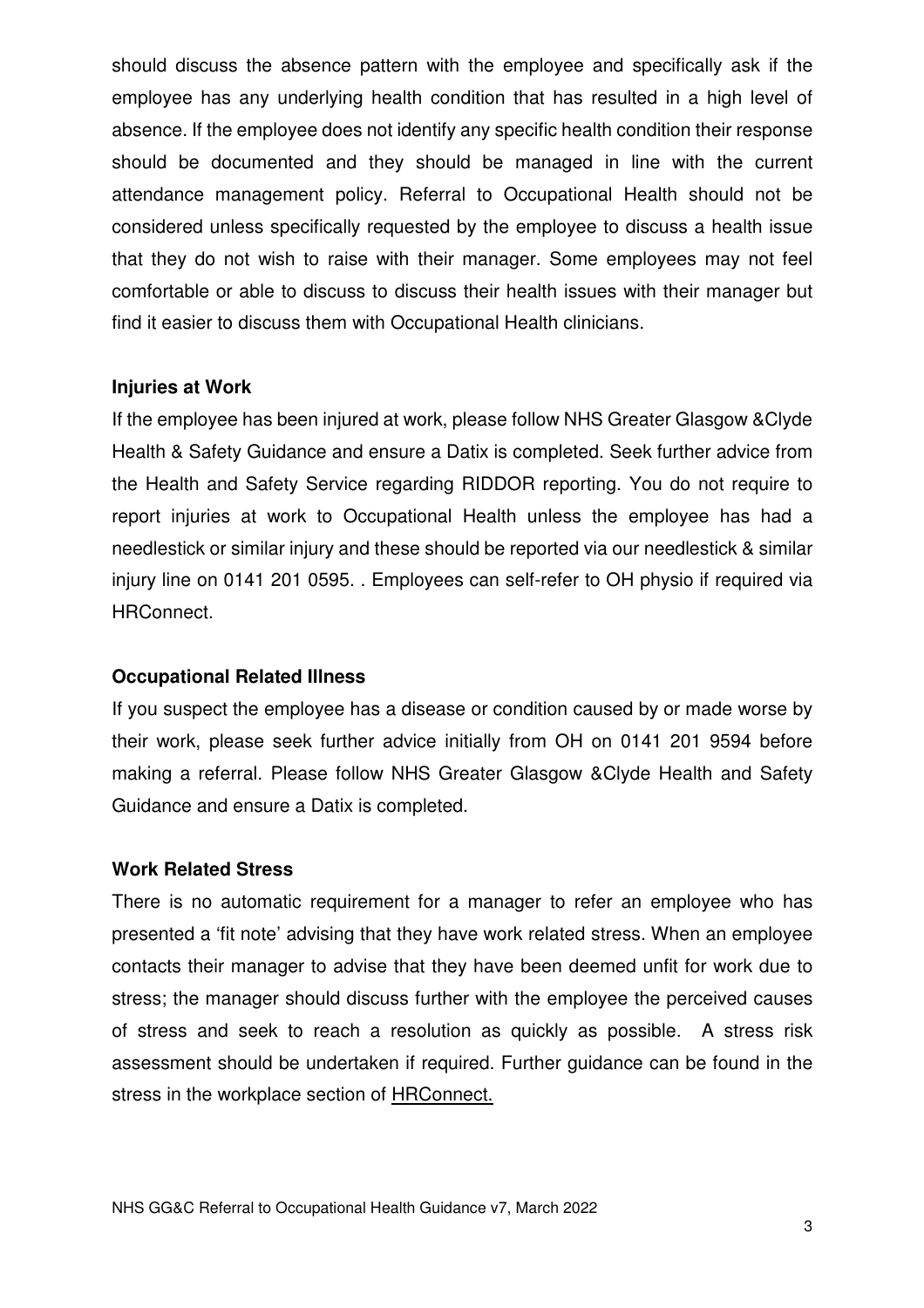should discuss the absence pattern with the employee and specifically ask if the employee has any underlying health condition that has resulted in a high level of absence. If the employee does not identify any specific health condition their response should be documented and they should be managed in line with the current attendance management policy. Referral to Occupational Health should not be considered unless specifically requested by the employee to discuss a health issue that they do not wish to raise with their manager. Some employees may not feel comfortable or able to discuss to discuss their health issues with their manager but find it easier to discuss them with Occupational Health clinicians.

**Injuries at Work**

If the employee has been injured at work, please follow NHS Greater Glasgow &Clyde Health & Safety Guidance and ensure a Datix is completed. Seek further advice from the Health and Safety Service regarding RIDDOR reporting. You do not require to report injuries at work to Occupational Health unless the employee has had a needlestick or similar injury and these should be reported via our needlestick & similar injury line on 0141 201 0595. . Employees can self-refer to OH physio if required via HRConnect.

**Occupational Related Illness**

If you suspect the employee has a disease or condition caused by or made worse by their work, please seek further advice initially from OH on 0141 201 9594 before making a referral. Please follow NHS Greater Glasgow &Clyde Health and Safety Guidance and ensure a Datix is completed.

**Work Related Stress**

There is no automatic requirement for a manager to refer an employee who has presented a 'fit note' advising that they have work related stress. When an employee contacts their manager to advise that they have been deemed unfit for work due to stress; the manager should discuss further with the employee the perceived causes of stress and seek to reach a resolution as quickly as possible. A stress risk assessment should be undertaken if required. Further guidance can be found in the stress in the workplace section of HRConnect.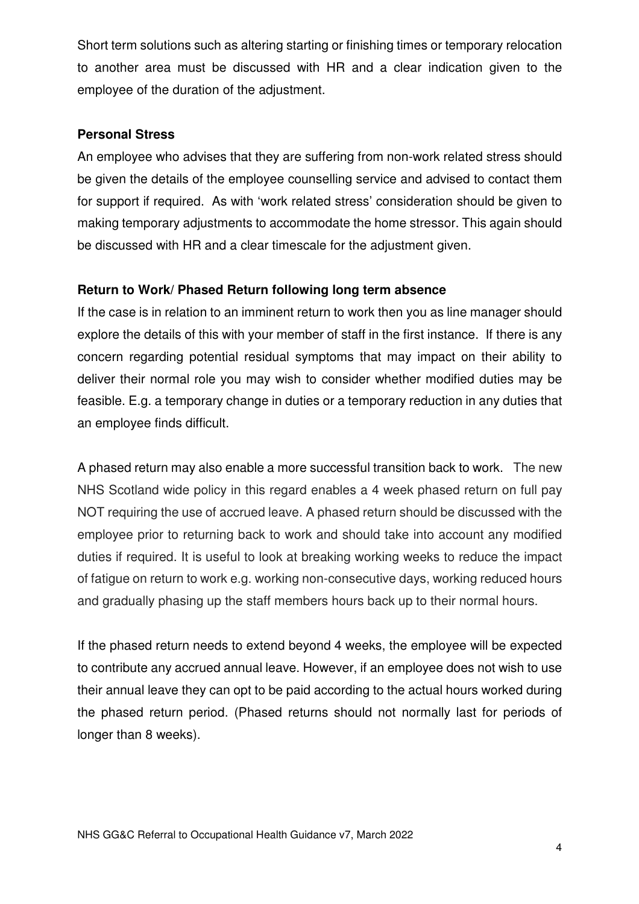Short term solutions such as altering starting or finishing times or temporary relocation to another area must be discussed with HR and a clear indication given to the employee of the duration of the adjustment.

**Personal Stress**

An employee who advises that they are suffering from non-work related stress should be given the details of the employee counselling service and advised to contact them for support if required. As with 'work related stress' consideration should be given to making temporary adjustments to accommodate the home stressor. This again should be discussed with HR and a clear timescale for the adjustment given.

**Return to Work/ Phased Return following long term absence**

If the case is in relation to an imminent return to work then you as line manager should explore the details of this with your member of staff in the first instance. If there is any concern regarding potential residual symptoms that may impact on their ability to deliver their normal role you may wish to consider whether modified duties may be feasible. E.g. a temporary change in duties or a temporary reduction in any duties that an employee finds difficult.

A phased return may also enable a more successful transition back to work. The new NHS Scotland wide policy in this regard enables a 4 week phased return on full pay NOT requiring the use of accrued leave. A phased return should be discussed with the employee prior to returning back to work and should take into account any modified duties if required. It is useful to look at breaking working weeks to reduce the impact of fatigue on return to work e.g. working non-consecutive days, working reduced hours and gradually phasing up the staff members hours back up to their normal hours.

If the phased return needs to extend beyond 4 weeks, the employee will be expected to contribute any accrued annual leave. However, if an employee does not wish to use their annual leave they can opt to be paid according to the actual hours worked during the phased return period. (Phased returns should not normally last for periods of longer than 8 weeks).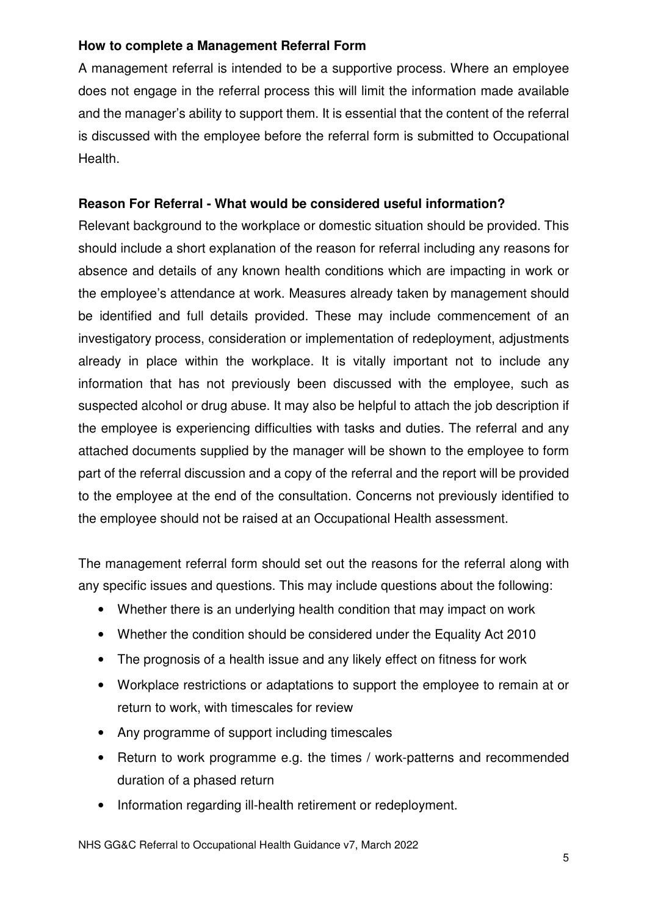**How to complete a Management Referral Form**

A management referral is intended to be a supportive process. Where an employee does not engage in the referral process this will limit the information made available and the manager's ability to support them. It is essential that the content of the referral is discussed with the employee before the referral form is submitted to Occupational Health.

**Reason For Referral - What would be considered useful information?**

Relevant background to the workplace or domestic situation should be provided. This should include a short explanation of the reason for referral including any reasons for absence and details of any known health conditions which are impacting in work or the employee's attendance at work. Measures already taken by management should be identified and full details provided. These may include commencement of an investigatory process, consideration or implementation of redeployment, adjustments already in place within the workplace. It is vitally important not to include any information that has not previously been discussed with the employee, such as suspected alcohol or drug abuse. It may also be helpful to attach the job description if the employee is experiencing difficulties with tasks and duties. The referral and any attached documents supplied by the manager will be shown to the employee to form part of the referral discussion and a copy of the referral and the report will be provided to the employee at the end of the consultation. Concerns not previously identified to the employee should not be raised at an Occupational Health assessment.

The management referral form should set out the reasons for the referral along with any specific issues and questions. This may include questions about the following:

- Whether there is an underlying health condition that may impact on work
- Whether the condition should be considered under the Equality Act 2010
- The prognosis of a health issue and any likely effect on fitness for work
- Workplace restrictions or adaptations to support the employee to remain at or return to work, with timescales for review
- Any programme of support including timescales
- Return to work programme e.g. the times / work-patterns and recommended duration of a phased return
- Information regarding ill-health retirement or redeployment.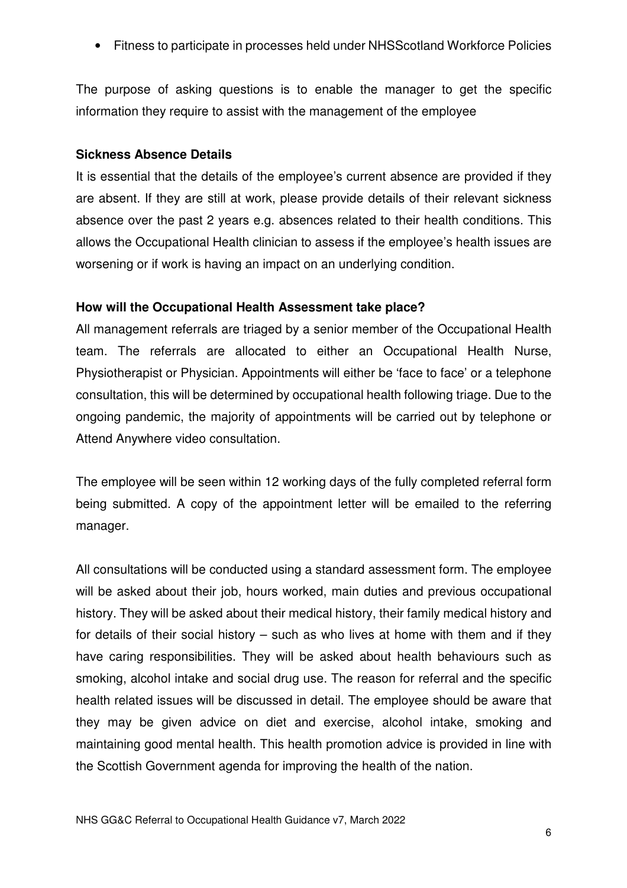- Fitness to participate in processes held under NHSScotland Workforce Policies

The purpose of asking questions is to enable the manager to get the specific information they require to assist with the management of the employee

**Sickness Absence Details**

It is essential that the details of the employee's current absence are provided if they are absent. If they are still at work, please provide details of their relevant sickness absence over the past 2 years e.g. absences related to their health conditions. This allows the Occupational Health clinician to assess if the employee's health issues are worsening or if work is having an impact on an underlying condition.

**How will the Occupational Health Assessment take place?**

All management referrals are triaged by a senior member of the Occupational Health team. The referrals are allocated to either an Occupational Health Nurse, Physiotherapist or Physician. Appointments will either be 'face to face' or a telephone consultation, this will be determined by occupational health following triage. Due to the ongoing pandemic, the majority of appointments will be carried out by telephone or Attend Anywhere video consultation.

The employee will be seen within 12 working days of the fully completed referral form being submitted. A copy of the appointment letter will be emailed to the referring manager.

All consultations will be conducted using a standard assessment form. The employee will be asked about their job, hours worked, main duties and previous occupational history. They will be asked about their medical history, their family medical history and for details of their social history – such as who lives at home with them and if they have caring responsibilities. They will be asked about health behaviours such as smoking, alcohol intake and social drug use. The reason for referral and the specific health related issues will be discussed in detail. The employee should be aware that they may be given advice on diet and exercise, alcohol intake, smoking and maintaining good mental health. This health promotion advice is provided in line with the Scottish Government agenda for improving the health of the nation.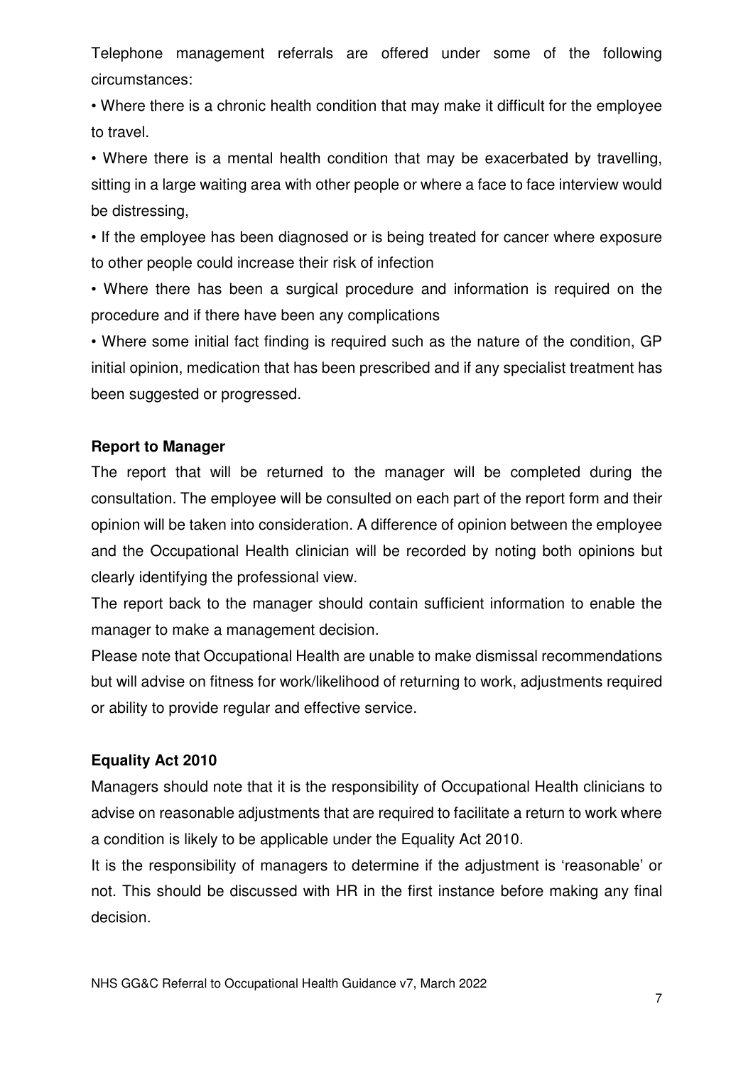Telephone management referrals are offered under some of the following circumstances:

- Where there is a chronic health condition that may make it difficult for the employee to travel.
- Where there is a mental health condition that may be exacerbated by travelling, sitting in a large waiting area with other people or where a face to face interview would be distressing,
- If the employee has been diagnosed or is being treated for cancer where exposure to other people could increase their risk of infection
- Where there has been a surgical procedure and information is required on the procedure and if there have been any complications
- Where some initial fact finding is required such as the nature of the condition, GP initial opinion, medication that has been prescribed and if any specialist treatment has been suggested or progressed.

**Report to Manager**

The report that will be returned to the manager will be completed during the consultation. The employee will be consulted on each part of the report form and their opinion will be taken into consideration. A difference of opinion between the employee and the Occupational Health clinician will be recorded by noting both opinions but clearly identifying the professional view.

The report back to the manager should contain sufficient information to enable the manager to make a management decision.

Please note that Occupational Health are unable to make dismissal recommendations but will advise on fitness for work/likelihood of returning to work, adjustments required or ability to provide regular and effective service.

**Equality Act 2010**

Managers should note that it is the responsibility of Occupational Health clinicians to advise on reasonable adjustments that are required to facilitate a return to work where a condition is likely to be applicable under the Equality Act 2010.

It is the responsibility of managers to determine if the adjustment is 'reasonable' or not. This should be discussed with HR in the first instance before making any final decision.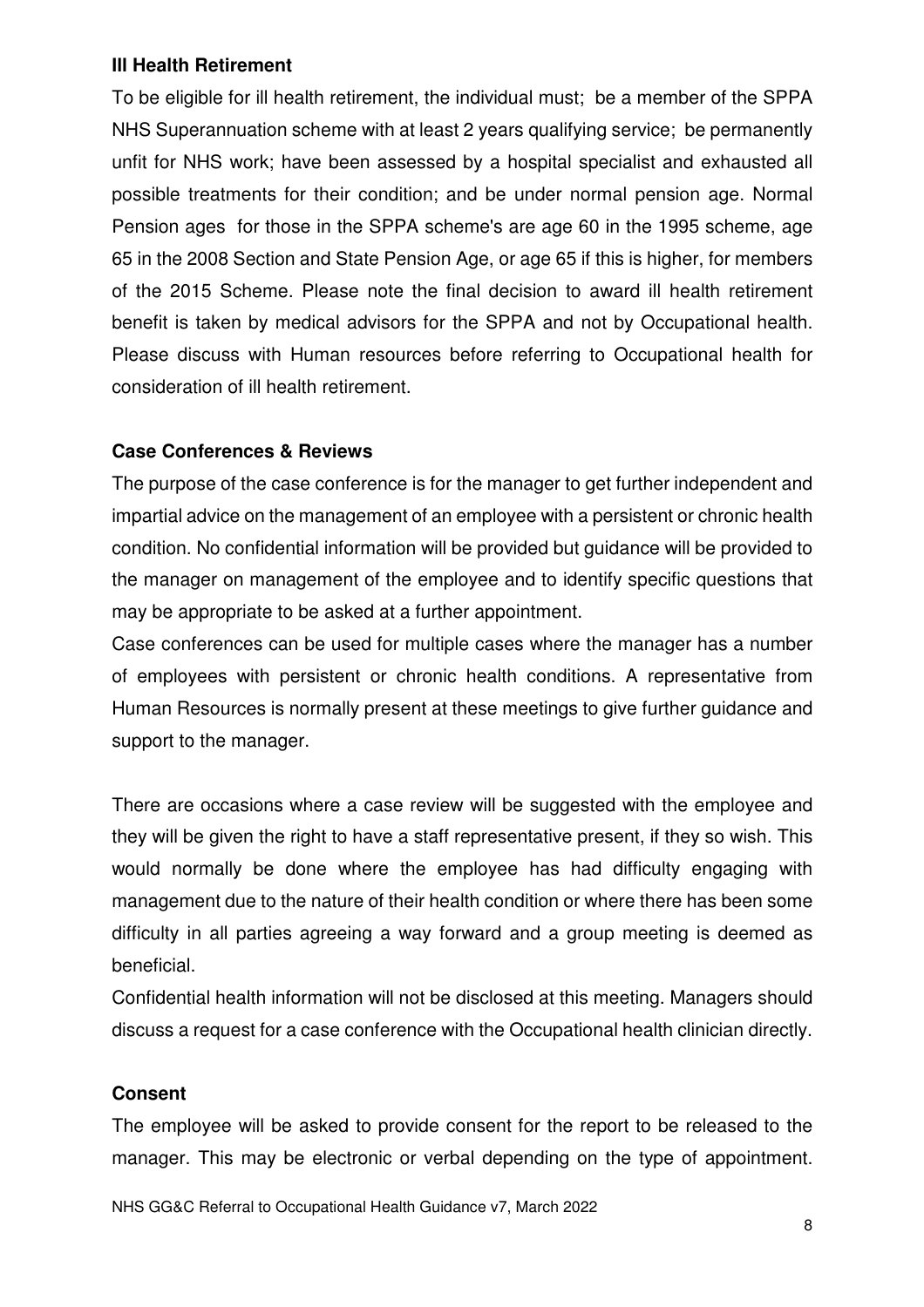**Ill Health Retirement**

To be eligible for ill health retirement, the individual must; be a member of the SPPA NHS Superannuation scheme with at least 2 years qualifying service; be permanently unfit for NHS work; have been assessed by a hospital specialist and exhausted all possible treatments for their condition; and be under normal pension age. Normal Pension ages for those in the SPPA scheme's are age 60 in the 1995 scheme, age 65 in the 2008 Section and State Pension Age, or age 65 if this is higher, for members of the 2015 Scheme. Please note the final decision to award ill health retirement benefit is taken by medical advisors for the SPPA and not by Occupational health. Please discuss with Human resources before referring to Occupational health for consideration of ill health retirement.

**Case Conferences & Reviews**

The purpose of the case conference is for the manager to get further independent and impartial advice on the management of an employee with a persistent or chronic health condition. No confidential information will be provided but guidance will be provided to the manager on management of the employee and to identify specific questions that may be appropriate to be asked at a further appointment.

Case conferences can be used for multiple cases where the manager has a number of employees with persistent or chronic health conditions. A representative from Human Resources is normally present at these meetings to give further guidance and support to the manager.

There are occasions where a case review will be suggested with the employee and they will be given the right to have a staff representative present, if they so wish. This would normally be done where the employee has had difficulty engaging with management due to the nature of their health condition or where there has been some difficulty in all parties agreeing a way forward and a group meeting is deemed as beneficial.

Confidential health information will not be disclosed at this meeting. Managers should discuss a request for a case conference with the Occupational health clinician directly.

**Consent**

The employee will be asked to provide consent for the report to be released to the manager. This may be electronic or verbal depending on the type of appointment.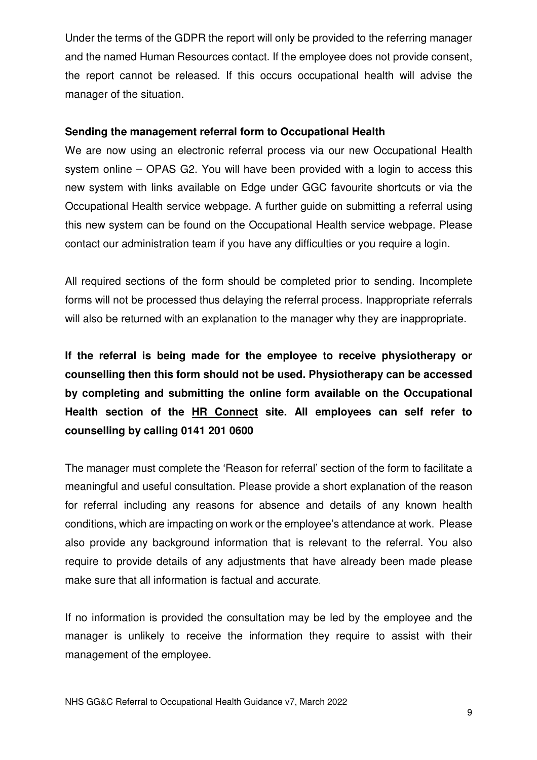Under the terms of the GDPR the report will only be provided to the referring manager and the named Human Resources contact. If the employee does not provide consent, the report cannot be released. If this occurs occupational health will advise the manager of the situation.

**Sending the management referral form to Occupational Health**

We are now using an electronic referral process via our new Occupational Health system online – OPAS G2. You will have been provided with a login to access this new system with links available on Edge under GGC favourite shortcuts or via the Occupational Health service webpage. A further guide on submitting a referral using this new system can be found on the Occupational Health service webpage. Please contact our administration team if you have any difficulties or you require a login.

All required sections of the form should be completed prior to sending. Incomplete forms will not be processed thus delaying the referral process. Inappropriate referrals will also be returned with an explanation to the manager why they are inappropriate.

**If the referral is being made for the employee to receive physiotherapy or counselling then this form should not be used. Physiotherapy can be accessed by completing and submitting the online form available on the Occupational Health section of the HR Connect site. All employees can self refer to counselling by calling 0141 201 0600**

The manager must complete the 'Reason for referral' section of the form to facilitate a meaningful and useful consultation. Please provide a short explanation of the reason for referral including any reasons for absence and details of any known health conditions, which are impacting on work or the employee's attendance at work. Please also provide any background information that is relevant to the referral. You also require to provide details of any adjustments that have already been made please make sure that all information is factual and accurate.

If no information is provided the consultation may be led by the employee and the manager is unlikely to receive the information they require to assist with their management of the employee.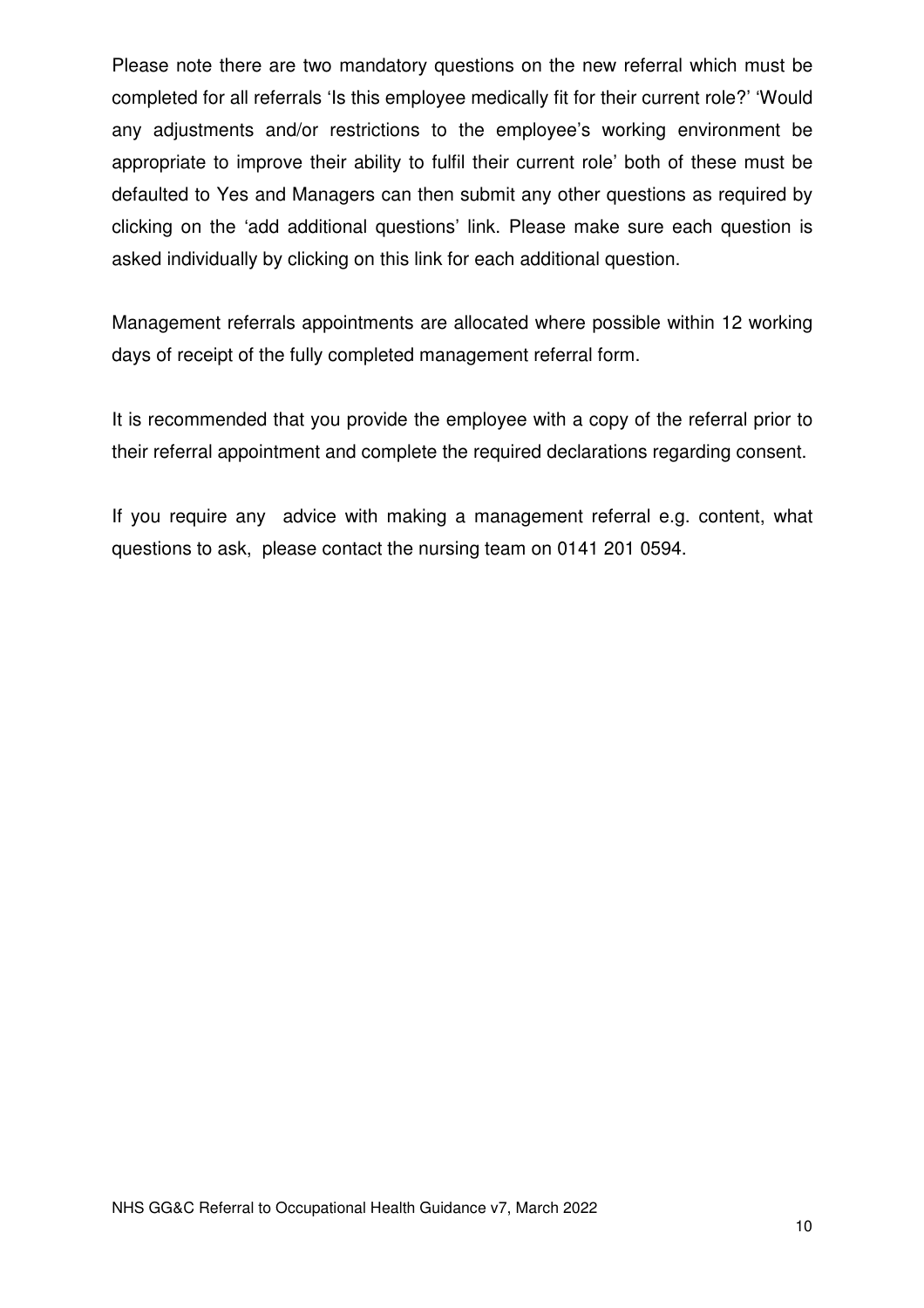Please note there are two mandatory questions on the new referral which must be completed for all referrals 'Is this employee medically fit for their current role?' 'Would any adjustments and/or restrictions to the employee's working environment be appropriate to improve their ability to fulfil their current role' both of these must be defaulted to Yes and Managers can then submit any other questions as required by clicking on the 'add additional questions' link. Please make sure each question is asked individually by clicking on this link for each additional question.

Management referrals appointments are allocated where possible within 12 working days of receipt of the fully completed management referral form.

It is recommended that you provide the employee with a copy of the referral prior to their referral appointment and complete the required declarations regarding consent.

If you require any advice with making a management referral e.g. content, what questions to ask, please contact the nursing team on 0141 201 0594.